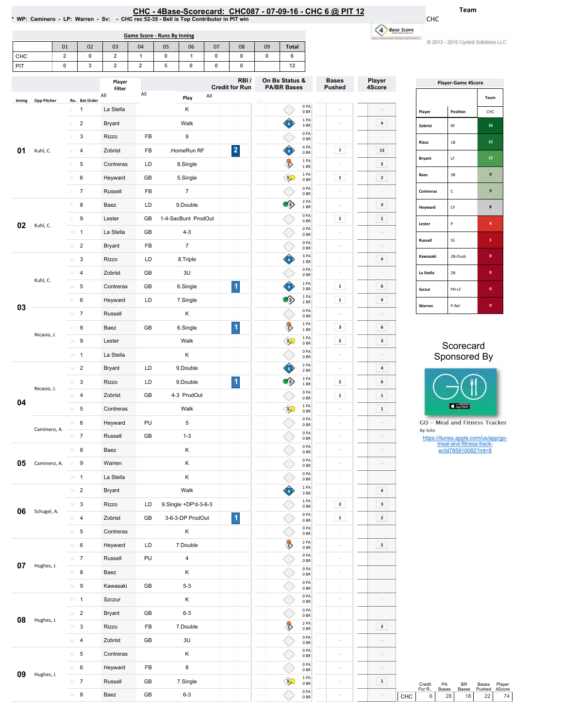# CHC - 4Base-Scorecard: CHC087 - 07-09-16 - CHC 6 @ PIT 12

\* WP: Caminero - LP: Warren - Sv: - CHC rec 52-35 - Bell is Top Contributor in PIT win

Team: CHC

© 2013 - 2016 Cycled Solutions LLC

## Game Score - Runs By Inning

| | 01 | 02 | 03 | 04 | 05 | 06 | 07 | 08 | 09 | Total |
|---|---|---|---|---|---|---|---|---|---|---|
| CHC | 2 | 0 | 2 | 1 | 0 | 1 | 0 | 0 | 0 | 6 |
| PIT | 0 | 3 | 2 | 2 | 5 | 0 | 0 | 0 | | 12 |

| Inning | Opp Pitcher | Ro.. | Bat Order | Player | | Play | RBI / Credit for Run | On Bs Status & PA/BR Bases | Bases Pushed | Player 4Score |
|---|---|---|---|---|---|---|---|---|---|---|
| 01 | Kuhl, C. | 1 | 1 | La Stella | | K | | 0 PA 0 BR | - | - |
| | | 2 | 2 | Bryant | | Walk | | 1 PA 3 BR | - | 4 |
| | | 3 | 3 | Rizzo | FB | 9 | | 0 PA 0 BR | - | - |
| | | 4 | 4 | Zobrist | FB | .HomeRun RF | 2 | 4 PA 0 BR | 7 | 13 |
| | | 5 | 5 | Contreras | LD | 8.Single | | 1 PA 1 BR | - | 2 |
| | | 6 | 6 | Heyward | GB | 5.Single | | 1 PA 0 BR | 1 | 2 |
| | | 7 | 7 | Russell | FB | 7 | | 0 PA 0 BR | - | - |
| 02 | Kuhl, C. | 8 | 8 | Baez | LD | 9.Double | | 2 PA 1 BR | - | 3 |
| | | 9 | 9 | Lester | GB | 1-4-SacBunt ProdOut | | 0 PA 0 BR | 1 | 1 |
| | | 10 | 1 | La Stella | GB | 4-3 | | 0 PA 0 BR | - | - |
| | | 11 | 2 | Bryant | FB | 7 | | 0 PA 0 BR | - | - |
| 03 | Kuhl, C. | 12 | 3 | Rizzo | LD | 8.Triple | | 3 PA 1 BR | - | 4 |
| | | 13 | 4 | Zobrist | GB | 3U | | 0 PA 0 BR | - | - |
| | | 14 | 5 | Contreras | GB | 6.Single | 1 | 1 PA 3 BR | 1 | 6 |
| | | 15 | 6 | Heyward | LD | 7.Single | | 1 PA 2 BR | 1 | 4 |
| | | 16 | 7 | Russell | | K | | 0 PA 0 BR | - | - |
| | Nicasio, J. | 17 | 8 | Baez | GB | 6.Single | 1 | 1 PA 1 BR | 3 | 6 |
| | | 18 | 9 | Lester | | Walk | | 1 PA 0 BR | 2 | 3 |
| | | 19 | 1 | La Stella | | K | | 0 PA 0 BR | - | - |
| 04 | Nicasio, J. | 20 | 2 | Bryant | LD | 9.Double | | 2 PA 2 BR | - | 4 |
| | | 21 | 3 | Rizzo | LD | 9.Double | 1 | 2 PA 1 BR | 2 | 6 |
| | | 22 | 4 | Zobrist | GB | 4-3 ProdOut | | 0 PA 0 BR | 1 | 1 |
| | | 23 | 5 | Contreras | | Walk | | 1 PA 0 BR | - | 1 |
| | Caminero, A. | 24 | 6 | Heyward | PU | 5 | | 0 PA 0 BR | - | - |
| | | 25 | 7 | Russell | GB | 1-3 | | 0 PA 0 BR | - | - |
| 05 | Caminero, A. | 26 | 8 | Baez | | K | | 0 PA 0 BR | - | - |
| | | 27 | 9 | Warren | | K | | 0 PA 0 BR | - | - |
| | | 28 | 1 | La Stella | | K | | 0 PA 0 BR | - | - |
| 06 | Schugel, A. | 29 | 2 | Bryant | | Walk | | 1 PA 3 BR | - | 4 |
| | | 30 | 3 | Rizzo | LD | 9.Single +DP'd-3-6-3 | | 1 PA 0 BR | 2 | 3 |
| | | 31 | 4 | Zobrist | GB | 3-6-3-DP ProdOut | 1 | 0 PA 0 BR | 1 | 2 |
| | | 32 | 5 | Contreras | | K | | 0 PA 0 BR | - | - |
| 07 | Hughes, J. | 33 | 6 | Heyward | LD | 7.Double | | 2 PA 0 BR | - | 2 |
| | | 34 | 7 | Russell | PU | 4 | | 0 PA 0 BR | - | - |
| | | 35 | 8 | Baez | | K | | 0 PA 0 BR | - | - |
| | | 36 | 9 | Kawasaki | GB | 5-3 | | 0 PA 0 BR | - | - |
| 08 | Hughes, J. | 37 | 1 | Szczur | | K | | 0 PA 0 BR | - | - |
| | | 38 | 2 | Bryant | GB | 6-3 | | 0 PA 0 BR | - | - |
| | | 39 | 3 | Rizzo | FB | 7.Double | | 2 PA 0 BR | - | 2 |
| | | 40 | 4 | Zobrist | GB | 3U | | 0 PA 0 BR | - | - |
| 09 | Hughes, J. | 41 | 5 | Contreras | | K | | 0 PA 0 BR | - | - |
| | | 42 | 6 | Heyward | FB | 8 | | 0 PA 0 BR | - | - |
| | | 43 | 7 | Russell | GB | 7.Single | | 1 PA 0 BR | - | 1 |
| | | 44 | 8 | Baez | GB | 6-3 | | 0 PA 0 BR | - | - |

| | Credit For R.. | PA Bases | BR Bases | Bases Pushed | Player 4Score |
|---|---|---|---|---|---|
| CHC | 6 | 28 | 18 | 22 | 74 |

## Player-Game 4Score

| Player | Position | Team CHC |
|---|---|---|
| Zobrist | RF | 16 |
| Rizzo | 1B | 15 |
| Bryant | LF | 12 |
| Baez | 3B | 9 |
| Contreras | C | 9 |
| Heyward | CF | 8 |
| Lester | P | 4 |
| Russell | SS | 1 |
| Kawasaki | 2B-Dsub | 0 |
| La Stella | 2B | 0 |
| Szczur | PH-LF | 0 |
| Warren | P-Rel | 0 |

Scorecard Sponsored By

GO - Meal and Fitness Tracker
By Iolo
https://itunes.apple.com/us/app/go-meal-and-fitness-track-er/id785910082?mt=8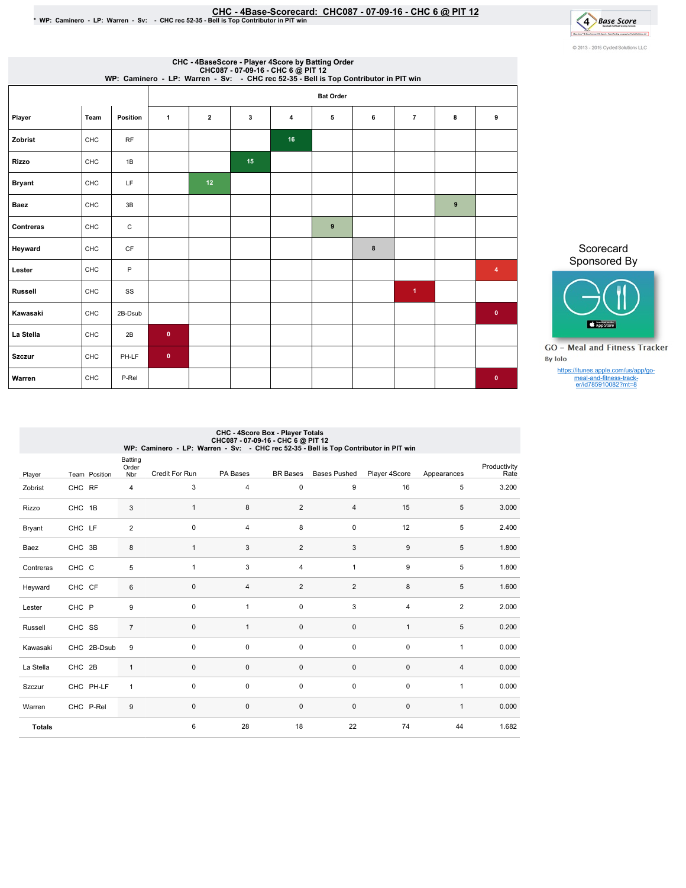# CHC - 4Base-Scorecard: CHC087 - 07-09-16 - CHC 6 @ PIT 12

\* WP: Caminero - LP: Warren - Sv: - CHC rec 52-35 - Bell is Top Contributor in PIT win

© 2013 - 2016 Cycled Solutions LLC

## CHC - 4BaseScore - Player 4Score by Batting Order

CHC087 - 07-09-16 - CHC 6 @ PIT 12
WP: Caminero - LP: Warren - Sv: - CHC rec 52-35 - Bell is Top Contributor in PIT win

| | | | Bat Order | | | | | | | | |
|---|---|---|---|---|---|---|---|---|---|---|---|
| Player | Team | Position | 1 | 2 | 3 | 4 | 5 | 6 | 7 | 8 | 9 |
| Zobrist | CHC | RF | | | | 16 | | | | | |
| Rizzo | CHC | 1B | | | 15 | | | | | | |
| Bryant | CHC | LF | | 12 | | | | | | | |
| Baez | CHC | 3B | | | | | | | | 9 | |
| Contreras | CHC | C | | | | | 9 | | | | |
| Heyward | CHC | CF | | | | | | 8 | | | |
| Lester | CHC | P | | | | | | | | | 4 |
| Russell | CHC | SS | | | | | | | 1 | | |
| Kawasaki | CHC | 2B-Dsub | | | | | | | | | 0 |
| La Stella | CHC | 2B | 0 | | | | | | | | |
| Szczur | CHC | PH-LF | 0 | | | | | | | | |
| Warren | CHC | P-Rel | | | | | | | | | 0 |

Scorecard Sponsored By

GO - Meal and Fitness Tracker
By Iolo

https://itunes.apple.com/us/app/go-meal-and-fitness-track-er/id785910082?mt=8

## CHC - 4Score Box - Player Totals

CHC087 - 07-09-16 - CHC 6 @ PIT 12
WP: Caminero - LP: Warren - Sv: - CHC rec 52-35 - Bell is Top Contributor in PIT win

| Player | Team | Position | Batting Order Nbr | Credit For Run | PA Bases | BR Bases | Bases Pushed | Player 4Score | Appearances | Productivity Rate |
|---|---|---|---|---|---|---|---|---|---|---|
| Zobrist | CHC | RF | 4 | 3 | 4 | 0 | 9 | 16 | 5 | 3.200 |
| Rizzo | CHC | 1B | 3 | 1 | 8 | 2 | 4 | 15 | 5 | 3.000 |
| Bryant | CHC | LF | 2 | 0 | 4 | 8 | 0 | 12 | 5 | 2.400 |
| Baez | CHC | 3B | 8 | 1 | 3 | 2 | 3 | 9 | 5 | 1.800 |
| Contreras | CHC | C | 5 | 1 | 3 | 4 | 1 | 9 | 5 | 1.800 |
| Heyward | CHC | CF | 6 | 0 | 4 | 2 | 2 | 8 | 5 | 1.600 |
| Lester | CHC | P | 9 | 0 | 1 | 0 | 3 | 4 | 2 | 2.000 |
| Russell | CHC | SS | 7 | 0 | 1 | 0 | 0 | 1 | 5 | 0.200 |
| Kawasaki | CHC | 2B-Dsub | 9 | 0 | 0 | 0 | 0 | 0 | 1 | 0.000 |
| La Stella | CHC | 2B | 1 | 0 | 0 | 0 | 0 | 0 | 4 | 0.000 |
| Szczur | CHC | PH-LF | 1 | 0 | 0 | 0 | 0 | 0 | 1 | 0.000 |
| Warren | CHC | P-Rel | 9 | 0 | 0 | 0 | 0 | 0 | 1 | 0.000 |
| **Totals** | | | | 6 | 28 | 18 | 22 | 74 | 44 | 1.682 |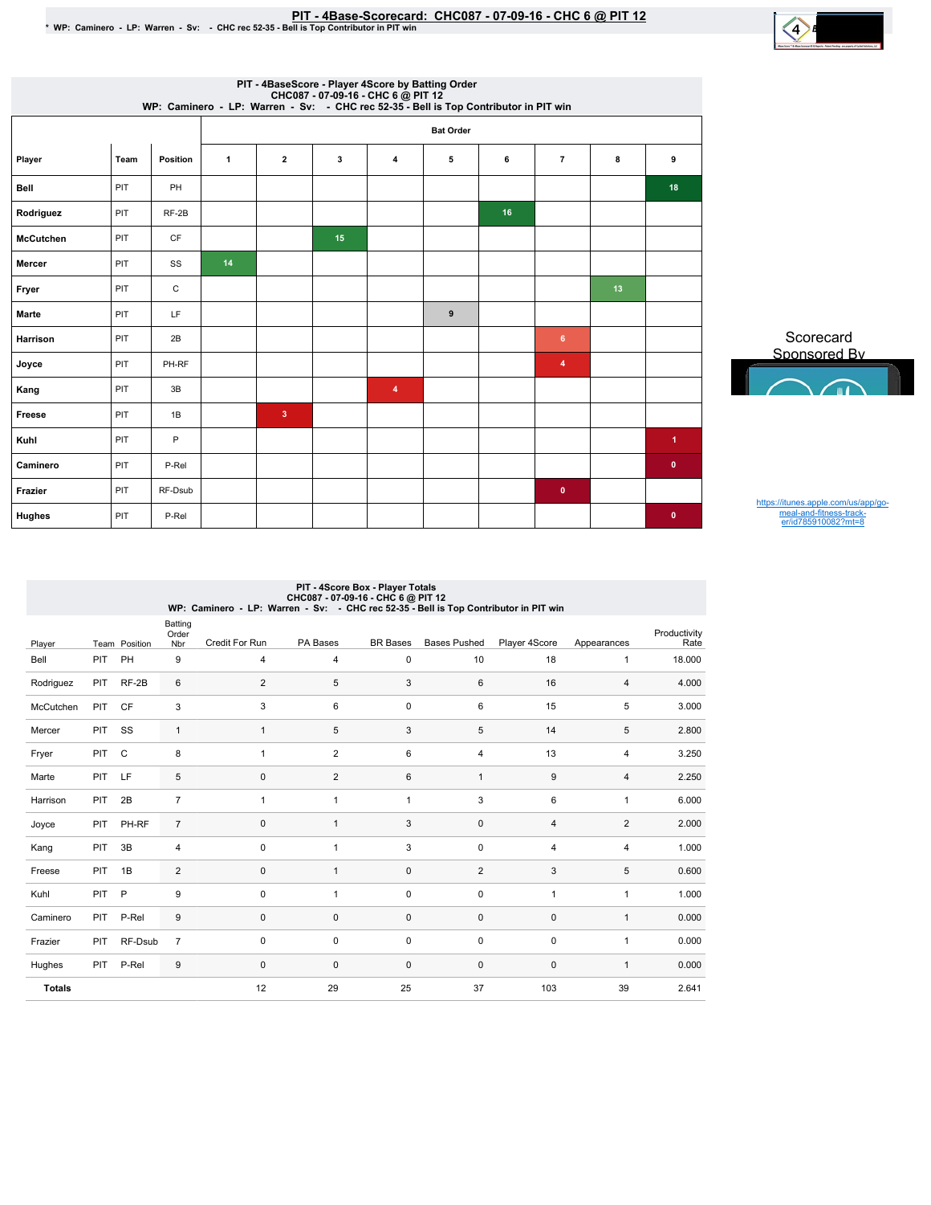# PIT - 4Base-Scorecard: CHC087 - 07-09-16 - CHC 6 @ PIT 12

* WP: Caminero - LP: Warren - Sv: - CHC rec 52-35 - Bell is Top Contributor in PIT win

## PIT - 4BaseScore - Player 4Score by Batting Order
CHC087 - 07-09-16 - CHC 6 @ PIT 12
WP: Caminero - LP: Warren - Sv: - CHC rec 52-35 - Bell is Top Contributor in PIT win

| Player | Team | Position | Bat Order 1 | 2 | 3 | 4 | 5 | 6 | 7 | 8 | 9 |
|---|---|---|---|---|---|---|---|---|---|---|---|
| Bell | PIT | PH | | | | | | | | | 18 |
| Rodriguez | PIT | RF-2B | | | | | | 16 | | | |
| McCutchen | PIT | CF | | | 15 | | | | | | |
| Mercer | PIT | SS | 14 | | | | | | | | |
| Fryer | PIT | C | | | | | | | | 13 | |
| Marte | PIT | LF | | | | | 9 | | | | |
| Harrison | PIT | 2B | | | | | | | 6 | | |
| Joyce | PIT | PH-RF | | | | | | | 4 | | |
| Kang | PIT | 3B | | | | 4 | | | | | |
| Freese | PIT | 1B | | 3 | | | | | | | |
| Kuhl | PIT | P | | | | | | | | | 1 |
| Caminero | PIT | P-Rel | | | | | | | | | 0 |
| Frazier | PIT | RF-Dsub | | | | | | | 0 | | |
| Hughes | PIT | P-Rel | | | | | | | | | 0 |

Scorecard Sponsored By

https://itunes.apple.com/us/app/go-meal-and-fitness-track-er/id785910082?mt=8

## PIT - 4Score Box - Player Totals
CHC087 - 07-09-16 - CHC 6 @ PIT 12
WP: Caminero - LP: Warren - Sv: - CHC rec 52-35 - Bell is Top Contributor in PIT win

| Player | Team | Position | Batting Order Nbr | Credit For Run | PA Bases | BR Bases | Bases Pushed | Player 4Score | Appearances | Productivity Rate |
|---|---|---|---|---|---|---|---|---|---|---|
| Bell | PIT | PH | 9 | 4 | 4 | 0 | 10 | 18 | 1 | 18.000 |
| Rodriguez | PIT | RF-2B | 6 | 2 | 5 | 3 | 6 | 16 | 4 | 4.000 |
| McCutchen | PIT | CF | 3 | 3 | 6 | 0 | 6 | 15 | 5 | 3.000 |
| Mercer | PIT | SS | 1 | 1 | 5 | 3 | 5 | 14 | 5 | 2.800 |
| Fryer | PIT | C | 8 | 1 | 2 | 6 | 4 | 13 | 4 | 3.250 |
| Marte | PIT | LF | 5 | 0 | 2 | 6 | 1 | 9 | 4 | 2.250 |
| Harrison | PIT | 2B | 7 | 1 | 1 | 1 | 3 | 6 | 1 | 6.000 |
| Joyce | PIT | PH-RF | 7 | 0 | 1 | 3 | 0 | 4 | 2 | 2.000 |
| Kang | PIT | 3B | 4 | 0 | 1 | 3 | 0 | 4 | 4 | 1.000 |
| Freese | PIT | 1B | 2 | 0 | 1 | 0 | 2 | 3 | 5 | 0.600 |
| Kuhl | PIT | P | 9 | 0 | 1 | 0 | 0 | 1 | 1 | 1.000 |
| Caminero | PIT | P-Rel | 9 | 0 | 0 | 0 | 0 | 0 | 1 | 0.000 |
| Frazier | PIT | RF-Dsub | 7 | 0 | 0 | 0 | 0 | 0 | 1 | 0.000 |
| Hughes | PIT | P-Rel | 9 | 0 | 0 | 0 | 0 | 0 | 1 | 0.000 |
| **Totals** | | | | 12 | 29 | 25 | 37 | 103 | 39 | 2.641 |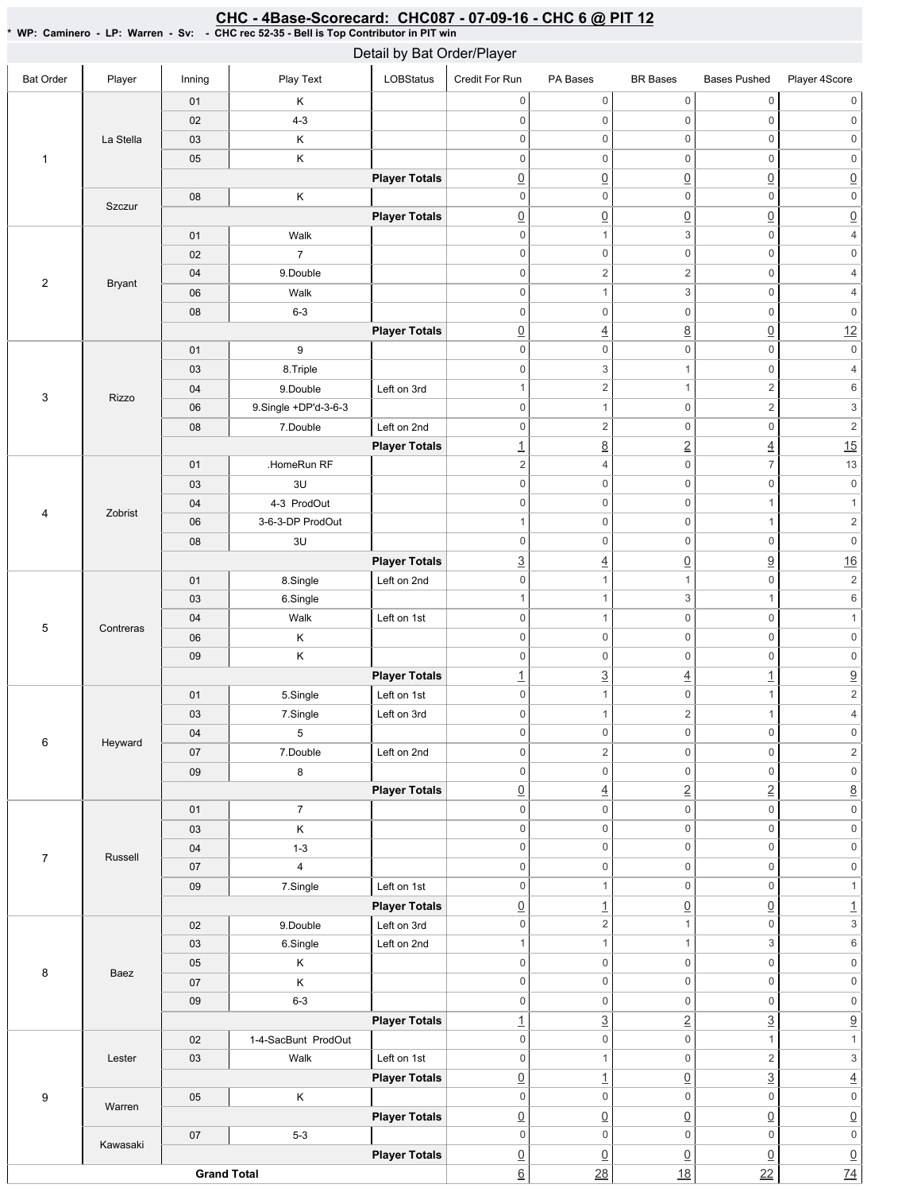## CHC - 4Base-Scorecard: CHC087 - 07-09-16 - CHC 6 @ PIT 12

\* WP: Caminero - LP: Warren - Sv: - CHC rec 52-35 - Bell is Top Contributor in PIT win

### Detail by Bat Order/Player

| Bat Order | Player | Inning | Play Text | LOBStatus | Credit For Run | PA Bases | BR Bases | Bases Pushed | Player 4Score |
|---|---|---|---|---|---|---|---|---|---|
| 1 | La Stella | 01 | K | | 0 | 0 | 0 | 0 | 0 |
| | | 02 | 4-3 | | 0 | 0 | 0 | 0 | 0 |
| | | 03 | K | | 0 | 0 | 0 | 0 | 0 |
| | | 05 | K | | 0 | 0 | 0 | 0 | 0 |
| | | | | **Player Totals** | 0 | 0 | 0 | 0 | 0 |
| | Szczur | 08 | K | | 0 | 0 | 0 | 0 | 0 |
| | | | | **Player Totals** | 0 | 0 | 0 | 0 | 0 |
| 2 | Bryant | 01 | Walk | | 0 | 1 | 3 | 0 | 4 |
| | | 02 | 7 | | 0 | 0 | 0 | 0 | 0 |
| | | 04 | 9.Double | | 0 | 2 | 2 | 0 | 4 |
| | | 06 | Walk | | 0 | 1 | 3 | 0 | 4 |
| | | 08 | 6-3 | | 0 | 0 | 0 | 0 | 0 |
| | | | | **Player Totals** | 0 | 4 | 8 | 0 | 12 |
| 3 | Rizzo | 01 | 9 | | 0 | 0 | 0 | 0 | 0 |
| | | 03 | 8.Triple | | 0 | 3 | 1 | 0 | 4 |
| | | 04 | 9.Double | Left on 3rd | 1 | 2 | 1 | 2 | 6 |
| | | 06 | 9.Single +DP'd-3-6-3 | | 0 | 1 | 0 | 2 | 3 |
| | | 08 | 7.Double | Left on 2nd | 0 | 2 | 0 | 0 | 2 |
| | | | | **Player Totals** | 1 | 8 | 2 | 4 | 15 |
| 4 | Zobrist | 01 | .HomeRun RF | | 2 | 4 | 0 | 7 | 13 |
| | | 03 | 3U | | 0 | 0 | 0 | 0 | 0 |
| | | 04 | 4-3 ProdOut | | 0 | 0 | 0 | 1 | 1 |
| | | 06 | 3-6-3-DP ProdOut | | 1 | 0 | 0 | 1 | 2 |
| | | 08 | 3U | | 0 | 0 | 0 | 0 | 0 |
| | | | | **Player Totals** | 3 | 4 | 0 | 9 | 16 |
| 5 | Contreras | 01 | 8.Single | Left on 2nd | 0 | 1 | 1 | 0 | 2 |
| | | 03 | 6.Single | | 1 | 1 | 3 | 1 | 6 |
| | | 04 | Walk | Left on 1st | 0 | 1 | 0 | 0 | 1 |
| | | 06 | K | | 0 | 0 | 0 | 0 | 0 |
| | | 09 | K | | 0 | 0 | 0 | 0 | 0 |
| | | | | **Player Totals** | 1 | 3 | 4 | 1 | 9 |
| 6 | Heyward | 01 | 5.Single | Left on 1st | 0 | 1 | 0 | 1 | 2 |
| | | 03 | 7.Single | Left on 3rd | 0 | 1 | 2 | 1 | 4 |
| | | 04 | 5 | | 0 | 0 | 0 | 0 | 0 |
| | | 07 | 7.Double | Left on 2nd | 0 | 2 | 0 | 0 | 2 |
| | | 09 | 8 | | 0 | 0 | 0 | 0 | 0 |
| | | | | **Player Totals** | 0 | 4 | 2 | 2 | 8 |
| 7 | Russell | 01 | 7 | | 0 | 0 | 0 | 0 | 0 |
| | | 03 | K | | 0 | 0 | 0 | 0 | 0 |
| | | 04 | 1-3 | | 0 | 0 | 0 | 0 | 0 |
| | | 07 | 4 | | 0 | 0 | 0 | 0 | 0 |
| | | 09 | 7.Single | Left on 1st | 0 | 1 | 0 | 0 | 1 |
| | | | | **Player Totals** | 0 | 1 | 0 | 0 | 1 |
| 8 | Baez | 02 | 9.Double | Left on 3rd | 0 | 2 | 1 | 0 | 3 |
| | | 03 | 6.Single | Left on 2nd | 1 | 1 | 1 | 3 | 6 |
| | | 05 | K | | 0 | 0 | 0 | 0 | 0 |
| | | 07 | K | | 0 | 0 | 0 | 0 | 0 |
| | | 09 | 6-3 | | 0 | 0 | 0 | 0 | 0 |
| | | | | **Player Totals** | 1 | 3 | 2 | 3 | 9 |
| 9 | Lester | 02 | 1-4-SacBunt ProdOut | | 0 | 0 | 0 | 1 | 1 |
| | | 03 | Walk | Left on 1st | 0 | 1 | 0 | 2 | 3 |
| | | | | **Player Totals** | 0 | 1 | 0 | 3 | 4 |
| | Warren | 05 | K | | 0 | 0 | 0 | 0 | 0 |
| | | | | **Player Totals** | 0 | 0 | 0 | 0 | 0 |
| | Kawasaki | 07 | 5-3 | | 0 | 0 | 0 | 0 | 0 |
| | | | | **Player Totals** | 0 | 0 | 0 | 0 | 0 |
| **Grand Total** | | | | | 6 | 28 | 18 | 22 | 74 |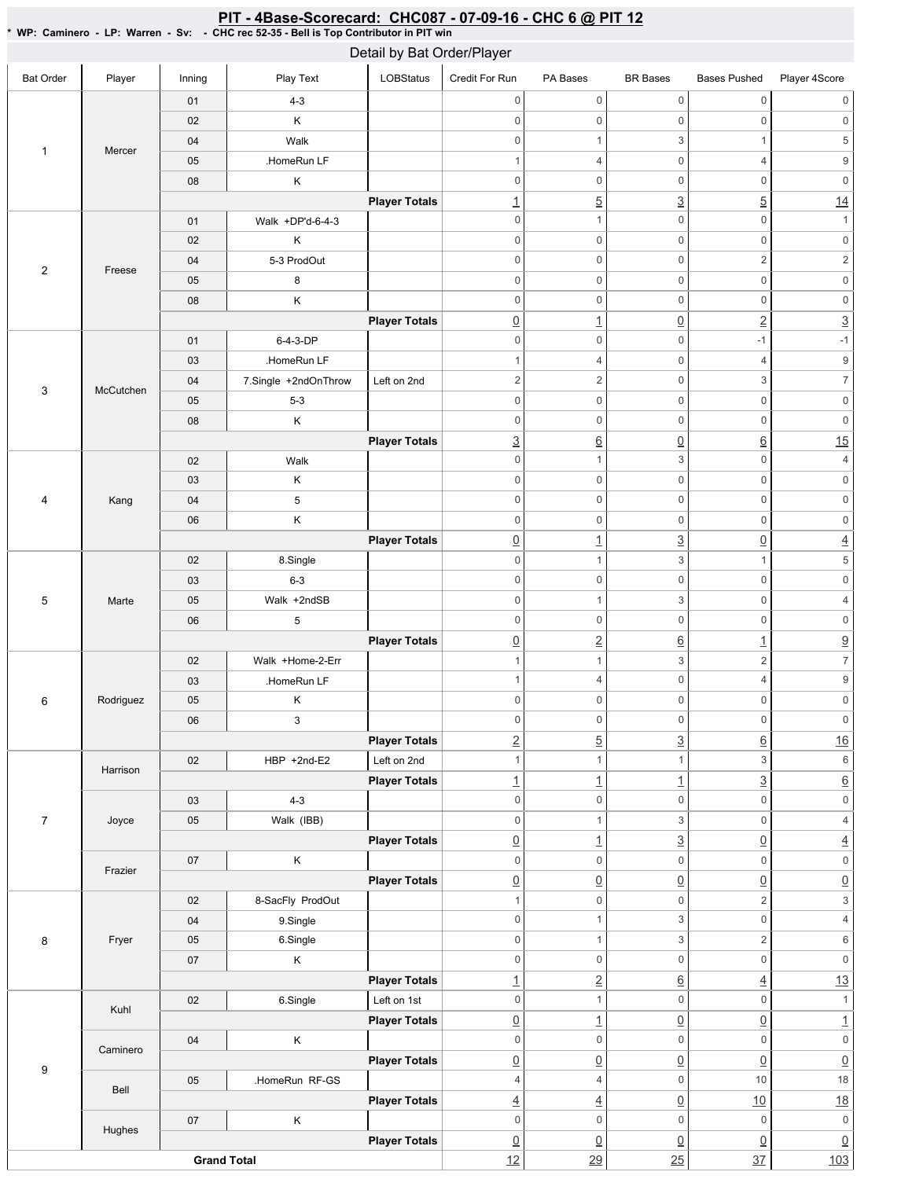## PIT - 4Base-Scorecard: CHC087 - 07-09-16 - CHC 6 @ PIT 12

* WP: Caminero - LP: Warren - Sv: - CHC rec 52-35 - Bell is Top Contributor in PIT win

### Detail by Bat Order/Player

| Bat Order | Player | Inning | Play Text | LOBStatus | Credit For Run | PA Bases | BR Bases | Bases Pushed | Player 4Score |
|---|---|---|---|---|---|---|---|---|---|
| 1 | Mercer | 01 | 4-3 | | 0 | 0 | 0 | 0 | 0 |
| | | 02 | K | | 0 | 0 | 0 | 0 | 0 |
| | | 04 | Walk | | 0 | 1 | 3 | 1 | 5 |
| | | 05 | .HomeRun LF | | 1 | 4 | 0 | 4 | 9 |
| | | 08 | K | | 0 | 0 | 0 | 0 | 0 |
| | | | | Player Totals | 1 | 5 | 3 | 5 | 14 |
| 2 | Freese | 01 | Walk +DP'd-6-4-3 | | 0 | 1 | 0 | 0 | 1 |
| | | 02 | K | | 0 | 0 | 0 | 0 | 0 |
| | | 04 | 5-3 ProdOut | | 0 | 0 | 0 | 2 | 2 |
| | | 05 | 8 | | 0 | 0 | 0 | 0 | 0 |
| | | 08 | K | | 0 | 0 | 0 | 0 | 0 |
| | | | | Player Totals | 0 | 1 | 0 | 2 | 3 |
| 3 | McCutchen | 01 | 6-4-3-DP | | 0 | 0 | 0 | -1 | -1 |
| | | 03 | .HomeRun LF | | 1 | 4 | 0 | 4 | 9 |
| | | 04 | 7.Single +2ndOnThrow | Left on 2nd | 2 | 2 | 0 | 3 | 7 |
| | | 05 | 5-3 | | 0 | 0 | 0 | 0 | 0 |
| | | 08 | K | | 0 | 0 | 0 | 0 | 0 |
| | | | | Player Totals | 3 | 6 | 0 | 6 | 15 |
| 4 | Kang | 02 | Walk | | 0 | 1 | 3 | 0 | 4 |
| | | 03 | K | | 0 | 0 | 0 | 0 | 0 |
| | | 04 | 5 | | 0 | 0 | 0 | 0 | 0 |
| | | 06 | K | | 0 | 0 | 0 | 0 | 0 |
| | | | | Player Totals | 0 | 1 | 3 | 0 | 4 |
| 5 | Marte | 02 | 8.Single | | 0 | 1 | 3 | 1 | 5 |
| | | 03 | 6-3 | | 0 | 0 | 0 | 0 | 0 |
| | | 05 | Walk +2ndSB | | 0 | 1 | 3 | 0 | 4 |
| | | 06 | 5 | | 0 | 0 | 0 | 0 | 0 |
| | | | | Player Totals | 0 | 2 | 6 | 1 | 9 |
| 6 | Rodriguez | 02 | Walk +Home-2-Err | | 1 | 1 | 3 | 2 | 7 |
| | | 03 | .HomeRun LF | | 1 | 4 | 0 | 4 | 9 |
| | | 05 | K | | 0 | 0 | 0 | 0 | 0 |
| | | 06 | 3 | | 0 | 0 | 0 | 0 | 0 |
| | | | | Player Totals | 2 | 5 | 3 | 6 | 16 |
| 7 | Harrison | 02 | HBP +2nd-E2 | Left on 2nd | 1 | 1 | 1 | 3 | 6 |
| | | | | Player Totals | 1 | 1 | 1 | 3 | 6 |
| | Joyce | 03 | 4-3 | | 0 | 0 | 0 | 0 | 0 |
| | | 05 | Walk (IBB) | | 0 | 1 | 3 | 0 | 4 |
| | | | | Player Totals | 0 | 1 | 3 | 0 | 4 |
| | Frazier | 07 | K | | 0 | 0 | 0 | 0 | 0 |
| | | | | Player Totals | 0 | 0 | 0 | 0 | 0 |
| 8 | Fryer | 02 | 8-SacFly ProdOut | | 1 | 0 | 0 | 2 | 3 |
| | | 04 | 9.Single | | 0 | 1 | 3 | 0 | 4 |
| | | 05 | 6.Single | | 0 | 1 | 3 | 2 | 6 |
| | | 07 | K | | 0 | 0 | 0 | 0 | 0 |
| | | | | Player Totals | 1 | 2 | 6 | 4 | 13 |
| 9 | Kuhl | 02 | 6.Single | Left on 1st | 0 | 1 | 0 | 0 | 1 |
| | | | | Player Totals | 0 | 1 | 0 | 0 | 1 |
| | Caminero | 04 | K | | 0 | 0 | 0 | 0 | 0 |
| | | | | Player Totals | 0 | 0 | 0 | 0 | 0 |
| | Bell | 05 | .HomeRun RF-GS | | 4 | 4 | 0 | 10 | 18 |
| | | | | Player Totals | 4 | 4 | 0 | 10 | 18 |
| | Hughes | 07 | K | | 0 | 0 | 0 | 0 | 0 |
| | | | | Player Totals | 0 | 0 | 0 | 0 | 0 |
| Grand Total | | | | | 12 | 29 | 25 | 37 | 103 |